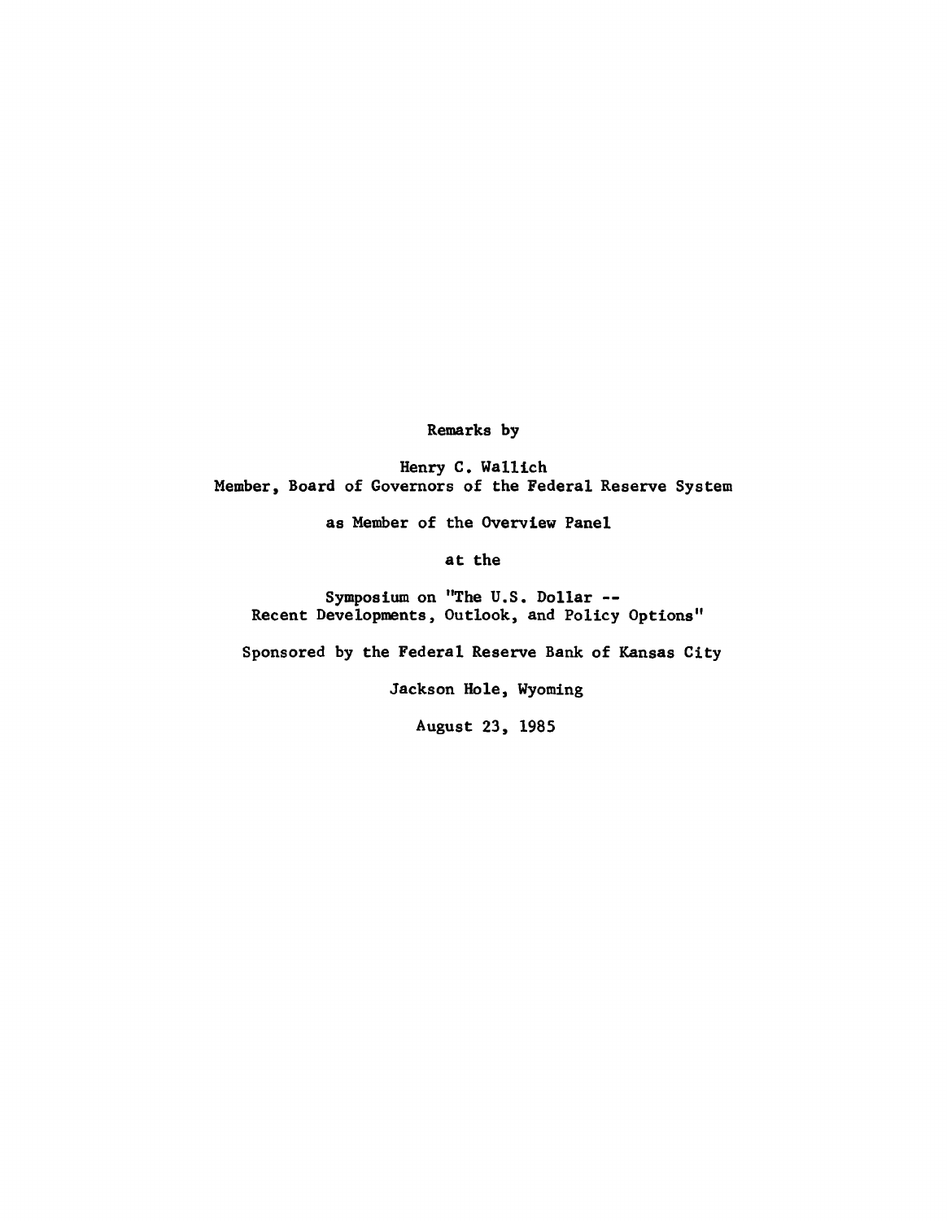Remarks by

Henry C. Wallich
Member, Board of Governors of the Federal Reserve System

as Member of the Overview Panel

at the

Symposium on "The U.S. Dollar --
Recent Developments, Outlook, and Policy Options"

Sponsored by the Federal Reserve Bank of Kansas City

Jackson Hole, Wyoming

August 23, 1985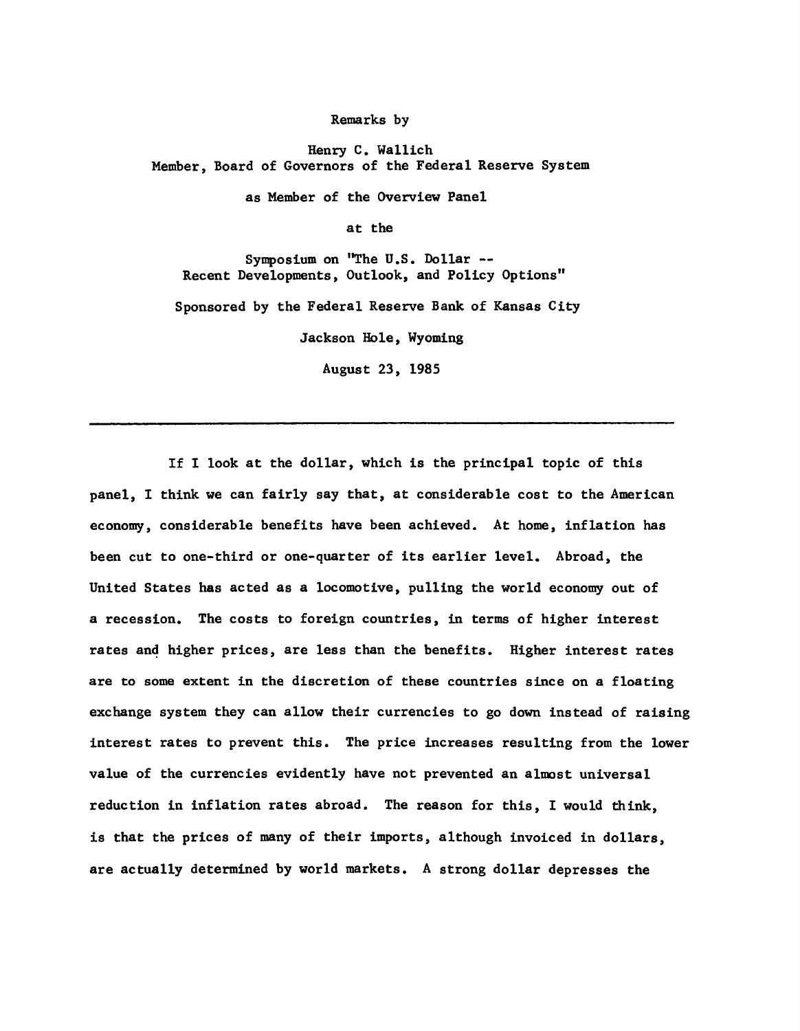Remarks by

Henry C. Wallich
Member, Board of Governors of the Federal Reserve System

as Member of the Overview Panel

at the

Symposium on "The U.S. Dollar --
Recent Developments, Outlook, and Policy Options"

Sponsored by the Federal Reserve Bank of Kansas City

Jackson Hole, Wyoming

August 23, 1985

---

If I look at the dollar, which is the principal topic of this panel, I think we can fairly say that, at considerable cost to the American economy, considerable benefits have been achieved. At home, inflation has been cut to one-third or one-quarter of its earlier level. Abroad, the United States has acted as a locomotive, pulling the world economy out of a recession. The costs to foreign countries, in terms of higher interest rates and higher prices, are less than the benefits. Higher interest rates are to some extent in the discretion of these countries since on a floating exchange system they can allow their currencies to go down instead of raising interest rates to prevent this. The price increases resulting from the lower value of the currencies evidently have not prevented an almost universal reduction in inflation rates abroad. The reason for this, I would think, is that the prices of many of their imports, although invoiced in dollars, are actually determined by world markets. A strong dollar depresses the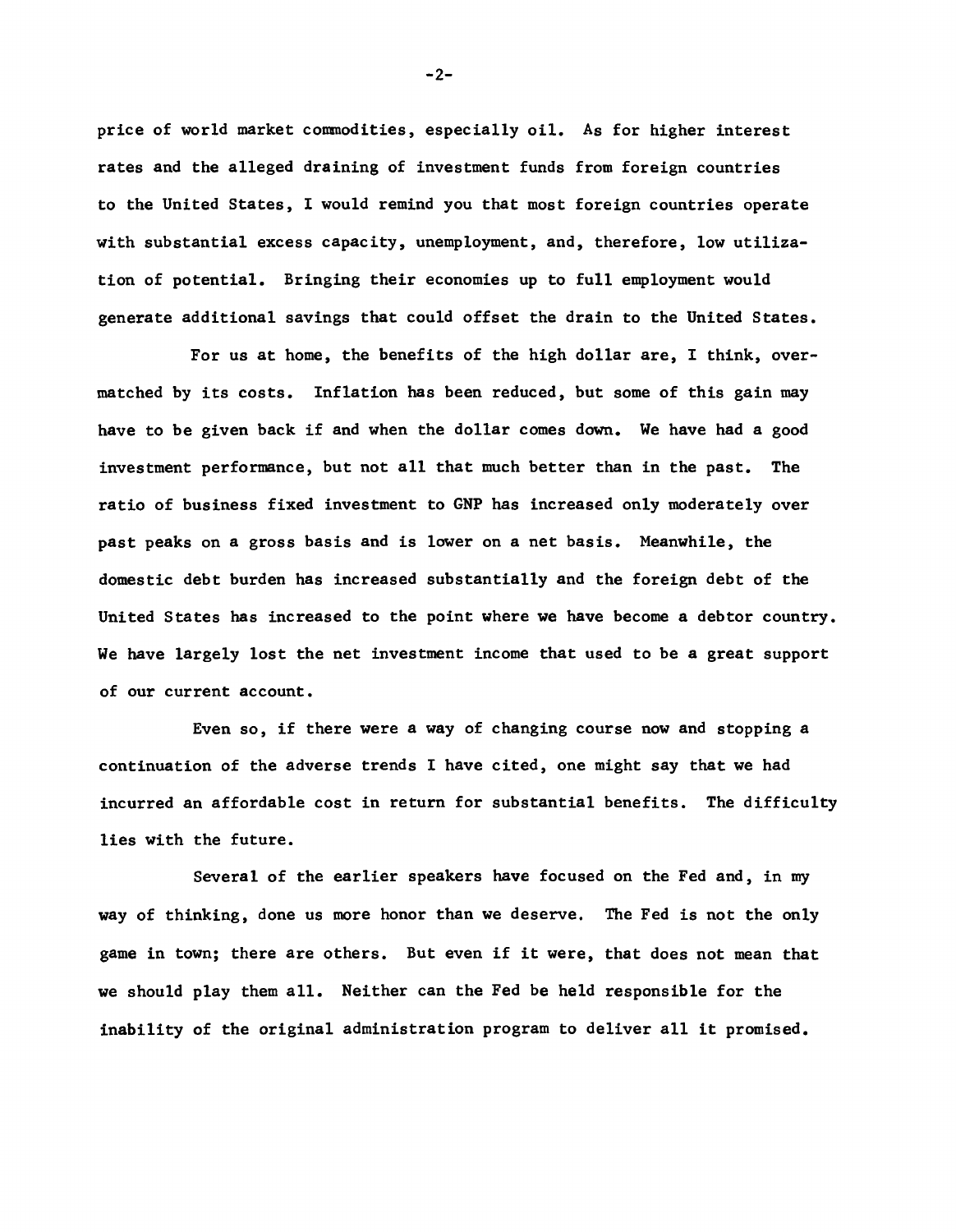price of world market commodities, especially oil. As for higher interest rates and the alleged draining of investment funds from foreign countries to the United States, I would remind you that most foreign countries operate with substantial excess capacity, unemployment, and, therefore, low utilization of potential. Bringing their economies up to full employment would generate additional savings that could offset the drain to the United States.

For us at home, the benefits of the high dollar are, I think, overmatched by its costs. Inflation has been reduced, but some of this gain may have to be given back if and when the dollar comes down. We have had a good investment performance, but not all that much better than in the past. The ratio of business fixed investment to GNP has increased only moderately over past peaks on a gross basis and is lower on a net basis. Meanwhile, the domestic debt burden has increased substantially and the foreign debt of the United States has increased to the point where we have become a debtor country. We have largely lost the net investment income that used to be a great support of our current account.

Even so, if there were a way of changing course now and stopping a continuation of the adverse trends I have cited, one might say that we had incurred an affordable cost in return for substantial benefits. The difficulty lies with the future.

Several of the earlier speakers have focused on the Fed and, in my way of thinking, done us more honor than we deserve. The Fed is not the only game in town; there are others. But even if it were, that does not mean that we should play them all. Neither can the Fed be held responsible for the inability of the original administration program to deliver all it promised.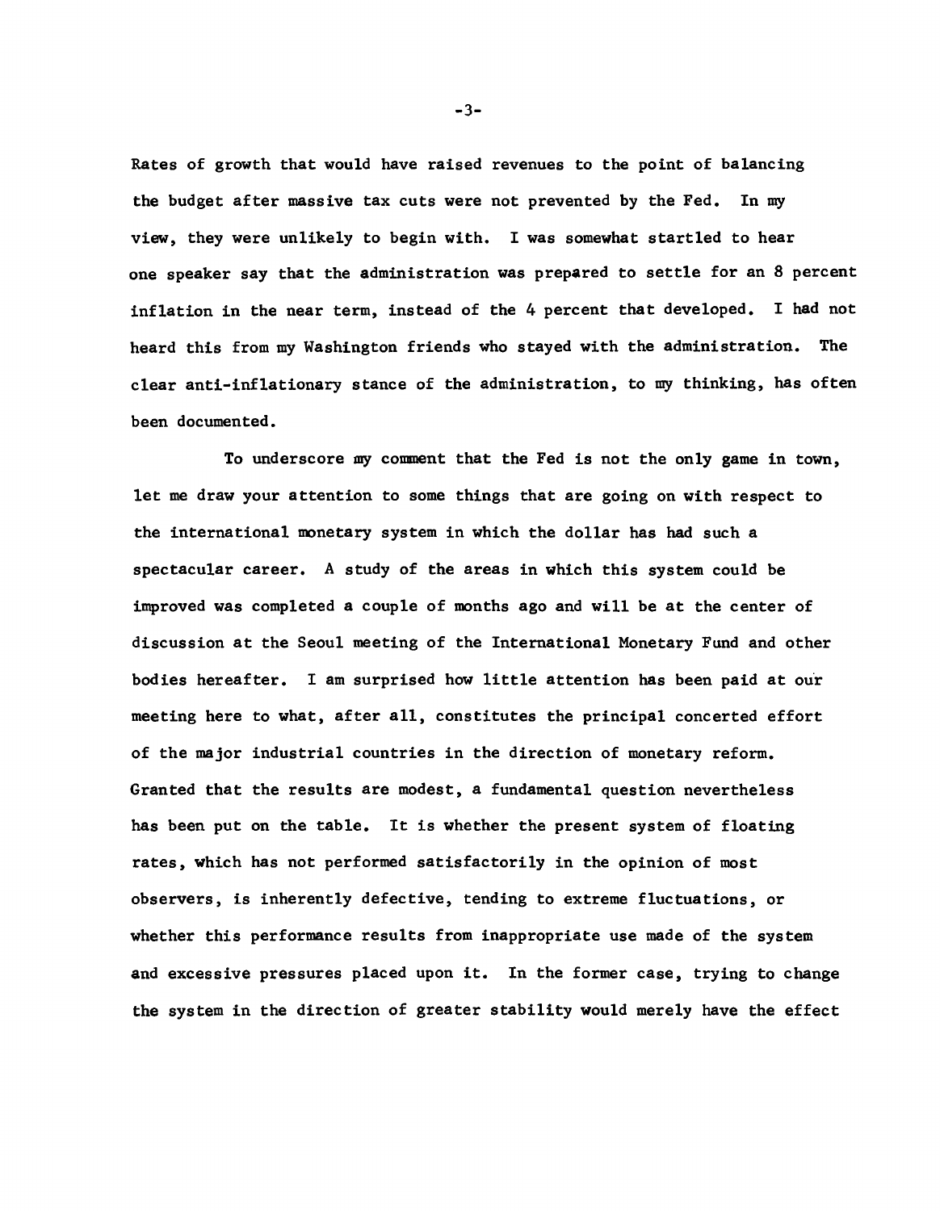Rates of growth that would have raised revenues to the point of balancing the budget after massive tax cuts were not prevented by the Fed. In my view, they were unlikely to begin with. I was somewhat startled to hear one speaker say that the administration was prepared to settle for an 8 percent inflation in the near term, instead of the 4 percent that developed. I had not heard this from my Washington friends who stayed with the administration. The clear anti-inflationary stance of the administration, to my thinking, has often been documented.

To underscore my comment that the Fed is not the only game in town, let me draw your attention to some things that are going on with respect to the international monetary system in which the dollar has had such a spectacular career. A study of the areas in which this system could be improved was completed a couple of months ago and will be at the center of discussion at the Seoul meeting of the International Monetary Fund and other bodies hereafter. I am surprised how little attention has been paid at our meeting here to what, after all, constitutes the principal concerted effort of the major industrial countries in the direction of monetary reform. Granted that the results are modest, a fundamental question nevertheless has been put on the table. It is whether the present system of floating rates, which has not performed satisfactorily in the opinion of most observers, is inherently defective, tending to extreme fluctuations, or whether this performance results from inappropriate use made of the system and excessive pressures placed upon it. In the former case, trying to change the system in the direction of greater stability would merely have the effect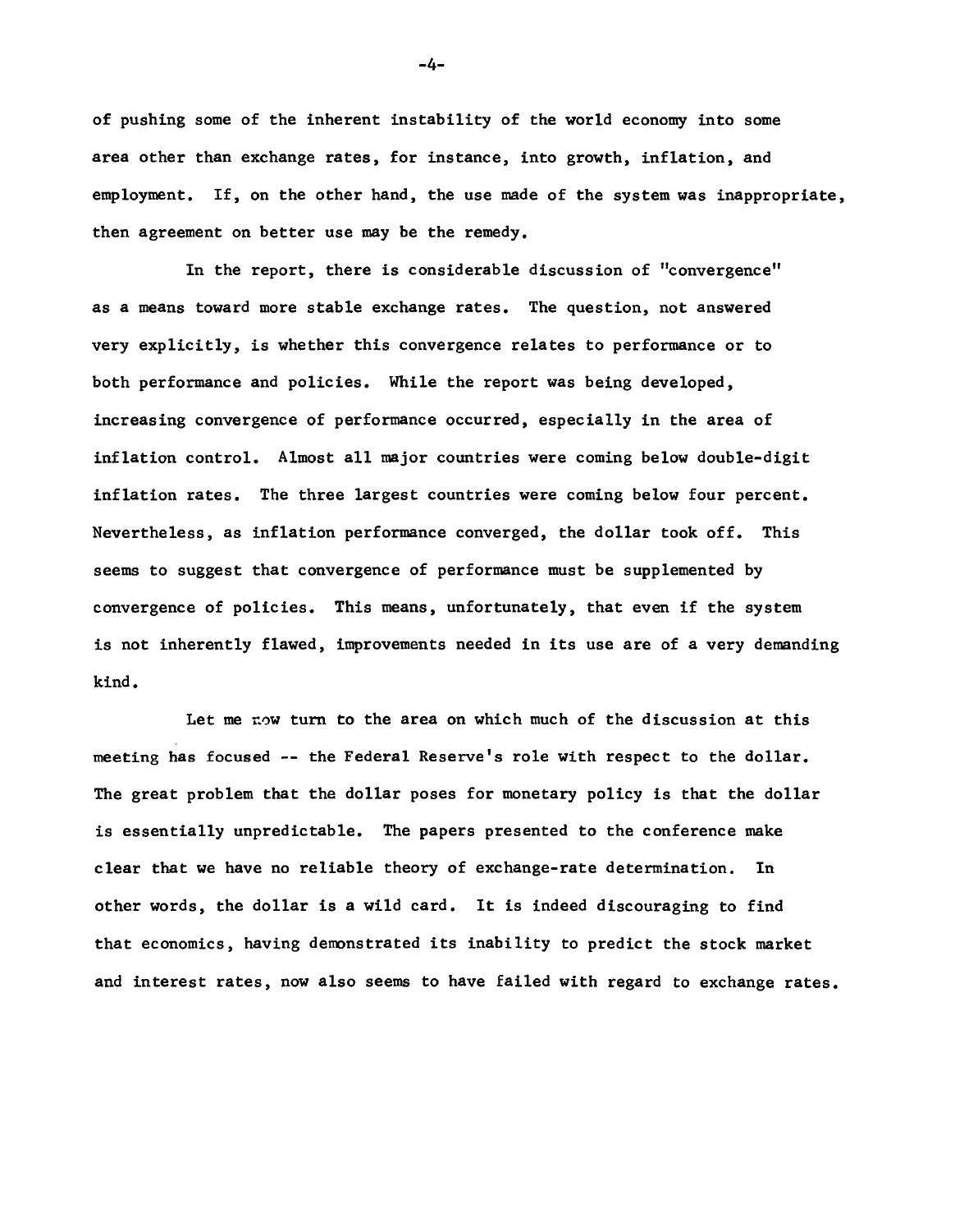of pushing some of the inherent instability of the world economy into some area other than exchange rates, for instance, into growth, inflation, and employment. If, on the other hand, the use made of the system was inappropriate, then agreement on better use may be the remedy.

In the report, there is considerable discussion of "convergence" as a means toward more stable exchange rates. The question, not answered very explicitly, is whether this convergence relates to performance or to both performance and policies. While the report was being developed, increasing convergence of performance occurred, especially in the area of inflation control. Almost all major countries were coming below double-digit inflation rates. The three largest countries were coming below four percent. Nevertheless, as inflation performance converged, the dollar took off. This seems to suggest that convergence of performance must be supplemented by convergence of policies. This means, unfortunately, that even if the system is not inherently flawed, improvements needed in its use are of a very demanding kind.

Let me now turn to the area on which much of the discussion at this meeting has focused -- the Federal Reserve's role with respect to the dollar. The great problem that the dollar poses for monetary policy is that the dollar is essentially unpredictable. The papers presented to the conference make clear that we have no reliable theory of exchange-rate determination. In other words, the dollar is a wild card. It is indeed discouraging to find that economics, having demonstrated its inability to predict the stock market and interest rates, now also seems to have failed with regard to exchange rates.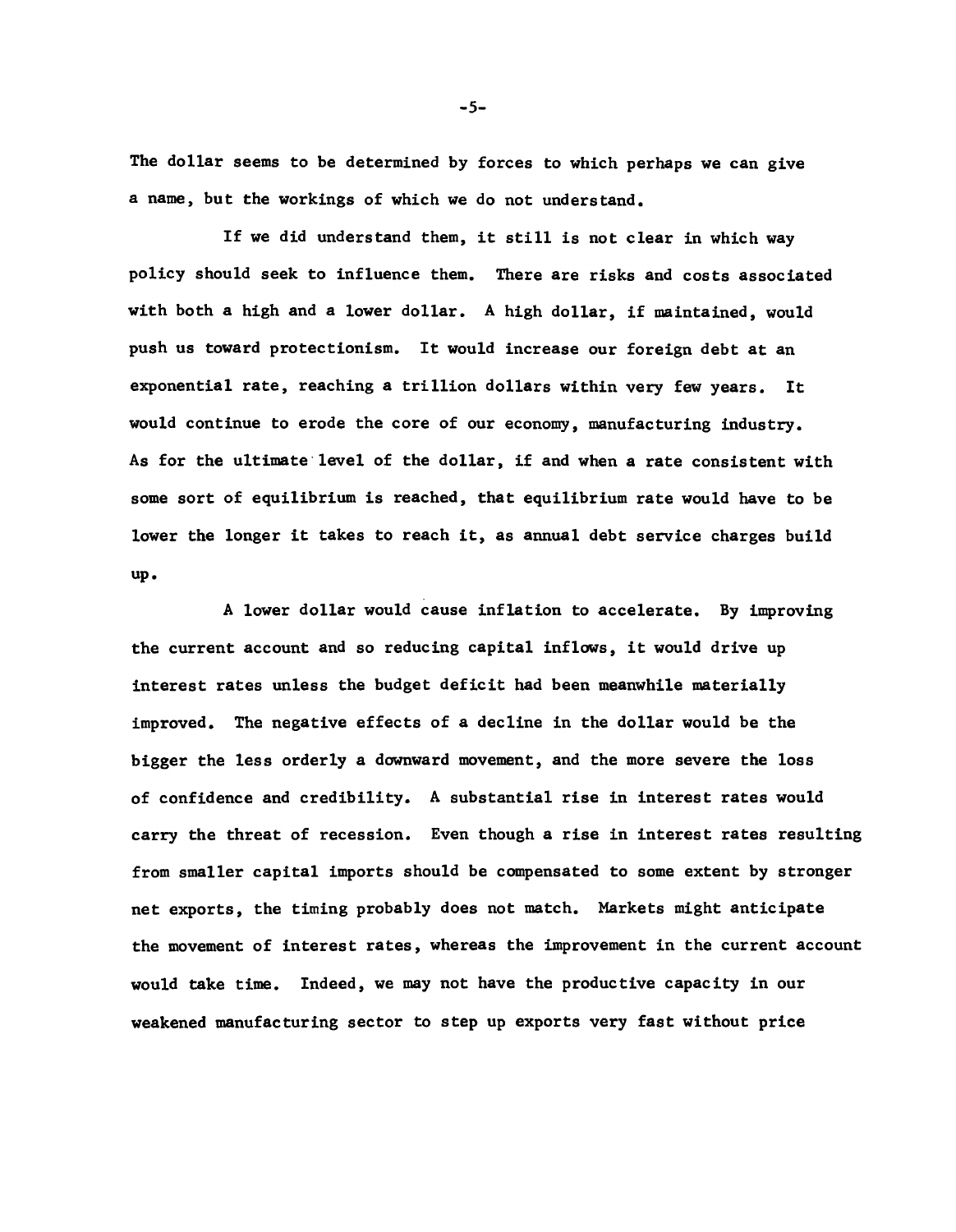The dollar seems to be determined by forces to which perhaps we can give a name, but the workings of which we do not understand.

If we did understand them, it still is not clear in which way policy should seek to influence them. There are risks and costs associated with both a high and a lower dollar. A high dollar, if maintained, would push us toward protectionism. It would increase our foreign debt at an exponential rate, reaching a trillion dollars within very few years. It would continue to erode the core of our economy, manufacturing industry. As for the ultimate level of the dollar, if and when a rate consistent with some sort of equilibrium is reached, that equilibrium rate would have to be lower the longer it takes to reach it, as annual debt service charges build up.

A lower dollar would cause inflation to accelerate. By improving the current account and so reducing capital inflows, it would drive up interest rates unless the budget deficit had been meanwhile materially improved. The negative effects of a decline in the dollar would be the bigger the less orderly a downward movement, and the more severe the loss of confidence and credibility. A substantial rise in interest rates would carry the threat of recession. Even though a rise in interest rates resulting from smaller capital imports should be compensated to some extent by stronger net exports, the timing probably does not match. Markets might anticipate the movement of interest rates, whereas the improvement in the current account would take time. Indeed, we may not have the productive capacity in our weakened manufacturing sector to step up exports very fast without price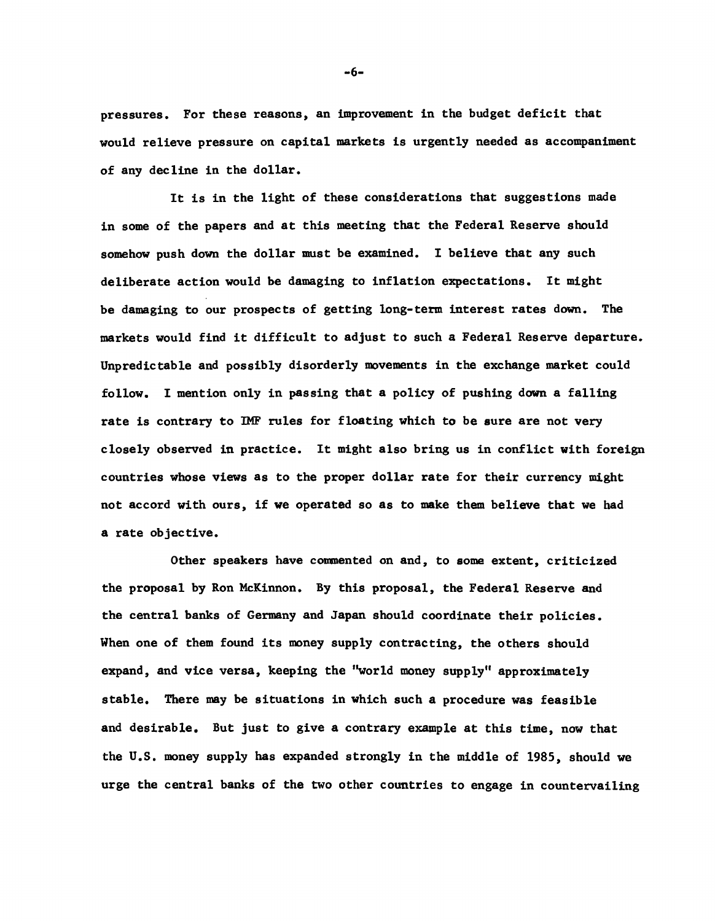pressures. For these reasons, an improvement in the budget deficit that would relieve pressure on capital markets is urgently needed as accompaniment of any decline in the dollar.

It is in the light of these considerations that suggestions made in some of the papers and at this meeting that the Federal Reserve should somehow push down the dollar must be examined. I believe that any such deliberate action would be damaging to inflation expectations. It might be damaging to our prospects of getting long-term interest rates down. The markets would find it difficult to adjust to such a Federal Reserve departure. Unpredictable and possibly disorderly movements in the exchange market could follow. I mention only in passing that a policy of pushing down a falling rate is contrary to IMF rules for floating which to be sure are not very closely observed in practice. It might also bring us in conflict with foreign countries whose views as to the proper dollar rate for their currency might not accord with ours, if we operated so as to make them believe that we had a rate objective.

Other speakers have commented on and, to some extent, criticized the proposal by Ron McKinnon. By this proposal, the Federal Reserve and the central banks of Germany and Japan should coordinate their policies. When one of them found its money supply contracting, the others should expand, and vice versa, keeping the "world money supply" approximately stable. There may be situations in which such a procedure was feasible and desirable. But just to give a contrary example at this time, now that the U.S. money supply has expanded strongly in the middle of 1985, should we urge the central banks of the two other countries to engage in countervailing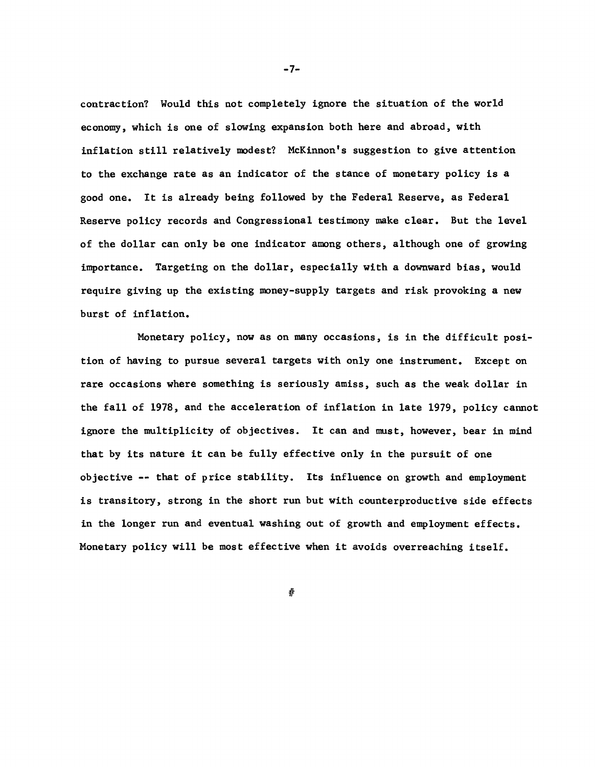contraction? Would this not completely ignore the situation of the world economy, which is one of slowing expansion both here and abroad, with inflation still relatively modest? McKinnon's suggestion to give attention to the exchange rate as an indicator of the stance of monetary policy is a good one. It is already being followed by the Federal Reserve, as Federal Reserve policy records and Congressional testimony make clear. But the level of the dollar can only be one indicator among others, although one of growing importance. Targeting on the dollar, especially with a downward bias, would require giving up the existing money-supply targets and risk provoking a new burst of inflation.

Monetary policy, now as on many occasions, is in the difficult position of having to pursue several targets with only one instrument. Except on rare occasions where something is seriously amiss, such as the weak dollar in the fall of 1978, and the acceleration of inflation in late 1979, policy cannot ignore the multiplicity of objectives. It can and must, however, bear in mind that by its nature it can be fully effective only in the pursuit of one objective -- that of price stability. Its influence on growth and employment is transitory, strong in the short run but with counterproductive side effects in the longer run and eventual washing out of growth and employment effects. Monetary policy will be most effective when it avoids overreaching itself.

#